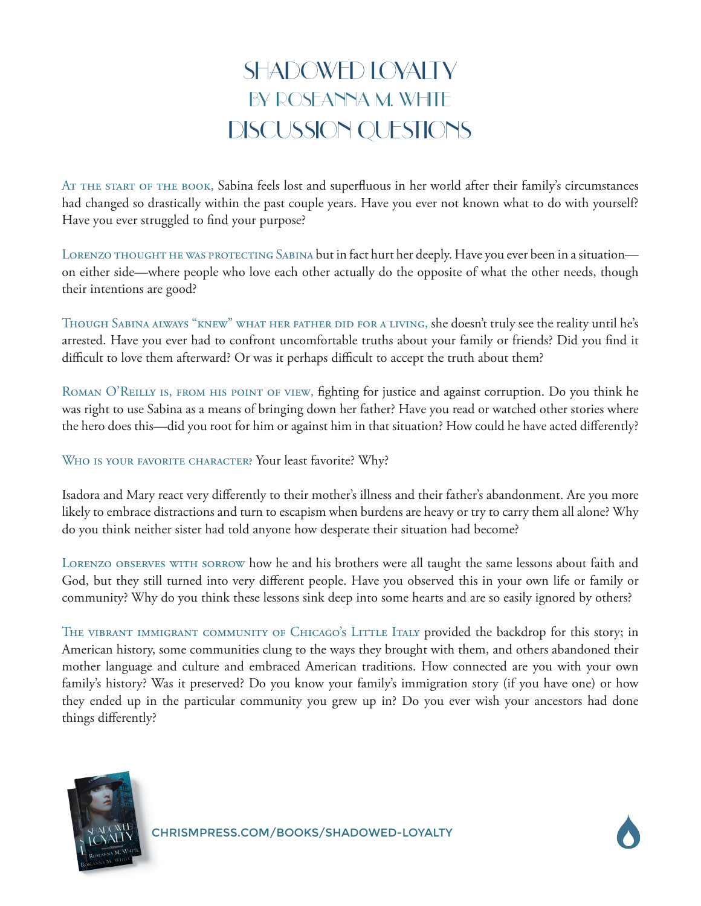# Shadowed Loyalty
## by Roseanna M. White
# Discussion Questions

At the start of the book, Sabina feels lost and superfluous in her world after their family's circumstances had changed so drastically within the past couple years. Have you ever not known what to do with yourself? Have you ever struggled to find your purpose?

Lorenzo thought he was protecting Sabina but in fact hurt her deeply. Have you ever been in a situation—on either side—where people who love each other actually do the opposite of what the other needs, though their intentions are good?

Though Sabina always "knew" what her father did for a living, she doesn't truly see the reality until he's arrested. Have you ever had to confront uncomfortable truths about your family or friends? Did you find it difficult to love them afterward? Or was it perhaps difficult to accept the truth about them?

Roman O'Reilly is, from his point of view, fighting for justice and against corruption. Do you think he was right to use Sabina as a means of bringing down her father? Have you read or watched other stories where the hero does this—did you root for him or against him in that situation? How could he have acted differently?

Who is your favorite character? Your least favorite? Why?

Isadora and Mary react very differently to their mother's illness and their father's abandonment. Are you more likely to embrace distractions and turn to escapism when burdens are heavy or try to carry them all alone? Why do you think neither sister had told anyone how desperate their situation had become?

Lorenzo observes with sorrow how he and his brothers were all taught the same lessons about faith and God, but they still turned into very different people. Have you observed this in your own life or family or community? Why do you think these lessons sink deep into some hearts and are so easily ignored by others?

The vibrant immigrant community of Chicago's Little Italy provided the backdrop for this story; in American history, some communities clung to the ways they brought with them, and others abandoned their mother language and culture and embraced American traditions. How connected are you with your own family's history? Was it preserved? Do you know your family's immigration story (if you have one) or how they ended up in the particular community you grew up in? Do you ever wish your ancestors had done things differently?

CHRISMPRESS.COM/BOOKS/SHADOWED-LOYALTY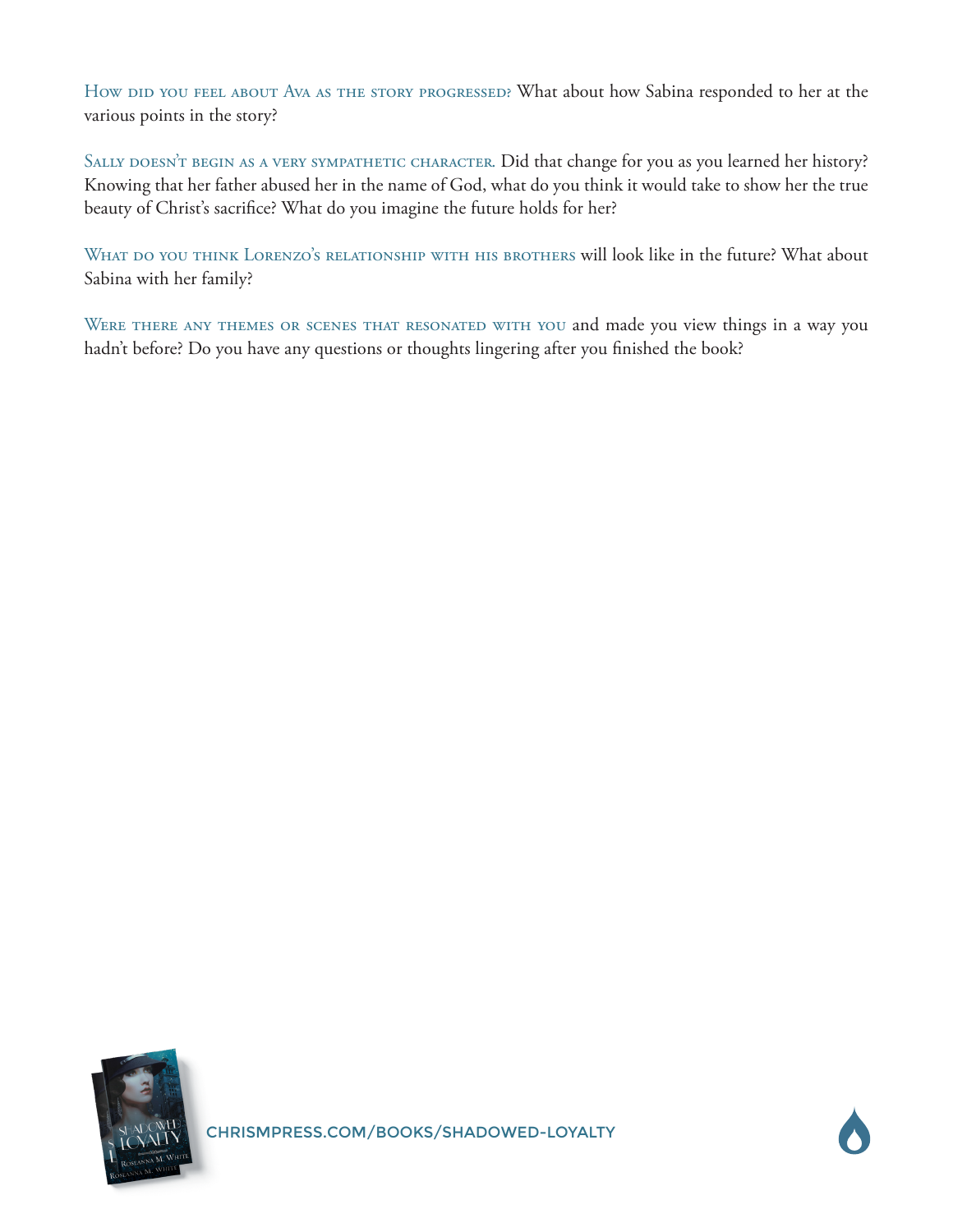How did you feel about Ava as the story progressed? What about how Sabina responded to her at the various points in the story?

Sally doesn't begin as a very sympathetic character. Did that change for you as you learned her history? Knowing that her father abused her in the name of God, what do you think it would take to show her the true beauty of Christ's sacrifice? What do you imagine the future holds for her?

What do you think Lorenzo's relationship with his brothers will look like in the future? What about Sabina with her family?

Were there any themes or scenes that resonated with you and made you view things in a way you hadn't before? Do you have any questions or thoughts lingering after you finished the book?

CHRISMPRESS.COM/BOOKS/SHADOWED-LOYALTY